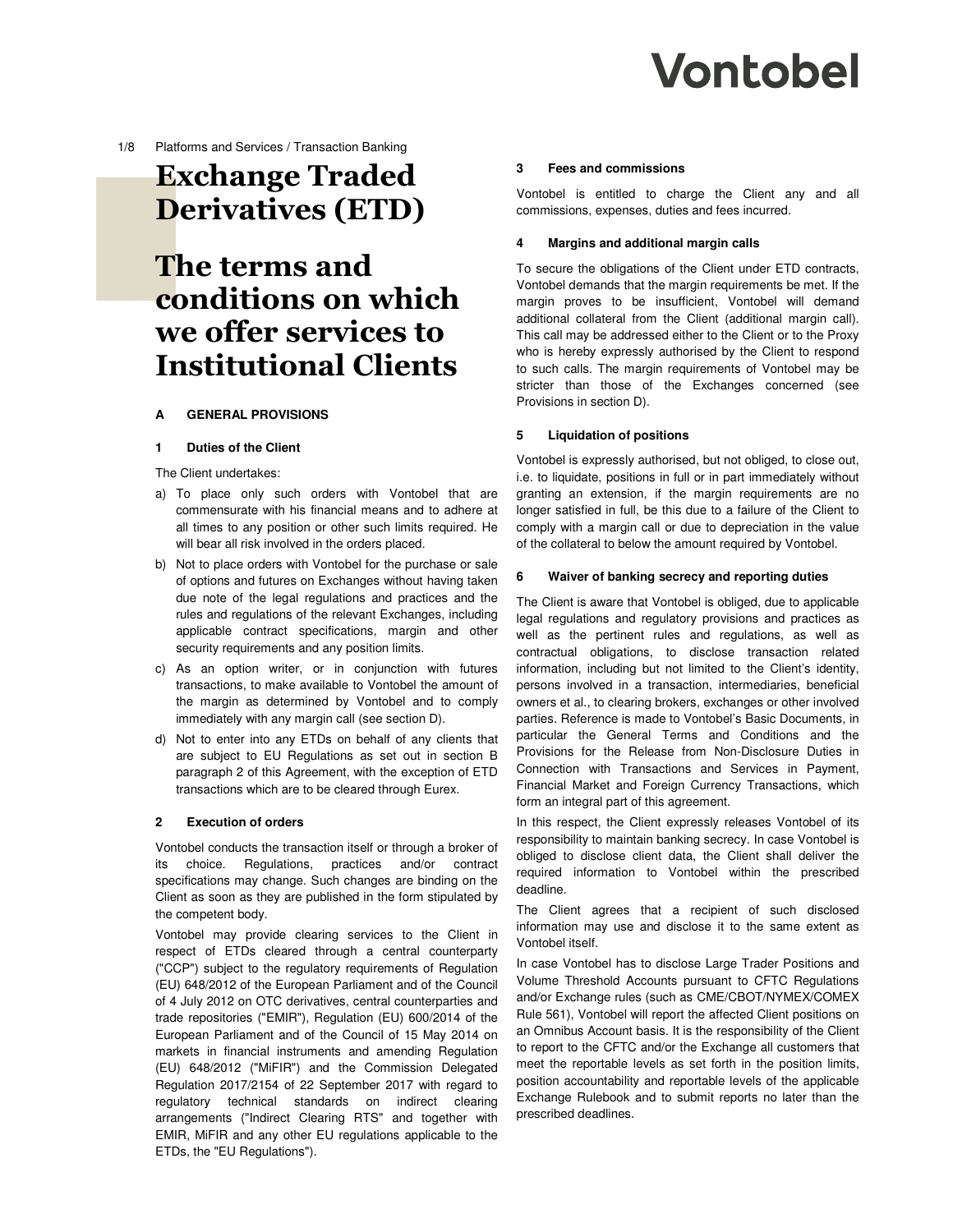Vontobel

Platforms and Services / Transaction Banking

# Exchange Traded Derivatives (ETD)

# The terms and conditions on which we offer services to Institutional Clients

## A GENERAL PROVISIONS

### 1 Duties of the Client

The Client undertakes:

a) To place only such orders with Vontobel that are commensurate with his financial means and to adhere at all times to any position or other such limits required. He will bear all risk involved in the orders placed.

b) Not to place orders with Vontobel for the purchase or sale of options and futures on Exchanges without having taken due note of the legal regulations and practices and the rules and regulations of the relevant Exchanges, including applicable contract specifications, margin and other security requirements and any position limits.

c) As an option writer, or in conjunction with futures transactions, to make available to Vontobel the amount of the margin as determined by Vontobel and to comply immediately with any margin call (see section D).

d) Not to enter into any ETDs on behalf of any clients that are subject to EU Regulations as set out in section B paragraph 2 of this Agreement, with the exception of ETD transactions which are to be cleared through Eurex.

### 2 Execution of orders

Vontobel conducts the transaction itself or through a broker of its choice. Regulations, practices and/or contract specifications may change. Such changes are binding on the Client as soon as they are published in the form stipulated by the competent body.

Vontobel may provide clearing services to the Client in respect of ETDs cleared through a central counterparty ("CCP") subject to the regulatory requirements of Regulation (EU) 648/2012 of the European Parliament and of the Council of 4 July 2012 on OTC derivatives, central counterparties and trade repositories ("EMIR"), Regulation (EU) 600/2014 of the European Parliament and of the Council of 15 May 2014 on markets in financial instruments and amending Regulation (EU) 648/2012 ("MiFIR") and the Commission Delegated Regulation 2017/2154 of 22 September 2017 with regard to regulatory technical standards on indirect clearing arrangements ("Indirect Clearing RTS" and together with EMIR, MiFIR and any other EU regulations applicable to the ETDs, the "EU Regulations").

### 3 Fees and commissions

Vontobel is entitled to charge the Client any and all commissions, expenses, duties and fees incurred.

### 4 Margins and additional margin calls

To secure the obligations of the Client under ETD contracts, Vontobel demands that the margin requirements be met. If the margin proves to be insufficient, Vontobel will demand additional collateral from the Client (additional margin call). This call may be addressed either to the Client or to the Proxy who is hereby expressly authorised by the Client to respond to such calls. The margin requirements of Vontobel may be stricter than those of the Exchanges concerned (see Provisions in section D).

### 5 Liquidation of positions

Vontobel is expressly authorised, but not obliged, to close out, i.e. to liquidate, positions in full or in part immediately without granting an extension, if the margin requirements are no longer satisfied in full, be this due to a failure of the Client to comply with a margin call or due to depreciation in the value of the collateral to below the amount required by Vontobel.

### 6 Waiver of banking secrecy and reporting duties

The Client is aware that Vontobel is obliged, due to applicable legal regulations and regulatory provisions and practices as well as the pertinent rules and regulations, as well as contractual obligations, to disclose transaction related information, including but not limited to the Client's identity, persons involved in a transaction, intermediaries, beneficial owners et al., to clearing brokers, exchanges or other involved parties. Reference is made to Vontobel's Basic Documents, in particular the General Terms and Conditions and the Provisions for the Release from Non-Disclosure Duties in Connection with Transactions and Services in Payment, Financial Market and Foreign Currency Transactions, which form an integral part of this agreement.

In this respect, the Client expressly releases Vontobel of its responsibility to maintain banking secrecy. In case Vontobel is obliged to disclose client data, the Client shall deliver the required information to Vontobel within the prescribed deadline.

The Client agrees that a recipient of such disclosed information may use and disclose it to the same extent as Vontobel itself.

In case Vontobel has to disclose Large Trader Positions and Volume Threshold Accounts pursuant to CFTC Regulations and/or Exchange rules (such as CME/CBOT/NYMEX/COMEX Rule 561), Vontobel will report the affected Client positions on an Omnibus Account basis. It is the responsibility of the Client to report to the CFTC and/or the Exchange all customers that meet the reportable levels as set forth in the position limits, position accountability and reportable levels of the applicable Exchange Rulebook and to submit reports no later than the prescribed deadlines.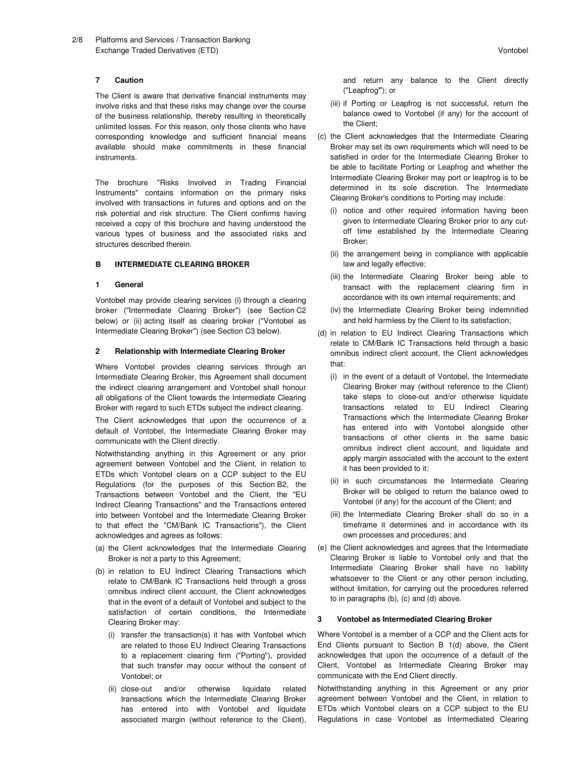### 7 Caution

The Client is aware that derivative financial instruments may involve risks and that these risks may change over the course of the business relationship, thereby resulting in theoretically unlimited losses. For this reason, only those clients who have corresponding knowledge and sufficient financial means available should make commitments in these financial instruments.

The brochure "Risks Involved in Trading Financial Instruments" contains information on the primary risks involved with transactions in futures and options and on the risk potential and risk structure. The Client confirms having received a copy of this brochure and having understood the various types of business and the associated risks and structures described therein.

## B INTERMEDIATE CLEARING BROKER

### 1 General

Vontobel may provide clearing services (i) through a clearing broker ("Intermediate Clearing Broker") (see Section C2 below) or (ii) acting itself as clearing broker ("Vontobel as Intermediate Clearing Broker") (see Section C3 below).

### 2 Relationship with Intermediate Clearing Broker

Where Vontobel provides clearing services through an Intermediate Clearing Broker, this Agreement shall document the indirect clearing arrangement and Vontobel shall honour all obligations of the Client towards the Intermediate Clearing Broker with regard to such ETDs subject the indirect clearing.

The Client acknowledges that upon the occurrence of a default of Vontobel, the Intermediate Clearing Broker may communicate with the Client directly.

Notwithstanding anything in this Agreement or any prior agreement between Vontobel and the Client, in relation to ETDs which Vontobel clears on a CCP subject to the EU Regulations (for the purposes of this Section B2, the Transactions between Vontobel and the Client, the "EU Indirect Clearing Transactions" and the Transactions entered into between Vontobel and the Intermediate Clearing Broker to that effect the "CM/Bank IC Transactions"), the Client acknowledges and agrees as follows:

(a) the Client acknowledges that the Intermediate Clearing Broker is not a party to this Agreement;

(b) in relation to EU Indirect Clearing Transactions which relate to CM/Bank IC Transactions held through a gross omnibus indirect client account, the Client acknowledges that in the event of a default of Vontobel and subject to the satisfaction of certain conditions, the Intermediate Clearing Broker may:
   - (i) transfer the transaction(s) it has with Vontobel which are related to those EU Indirect Clearing Transactions to a replacement clearing firm ("Porting"), provided that such transfer may occur without the consent of Vontobel; or
   - (ii) close-out and/or otherwise liquidate related transactions which the Intermediate Clearing Broker has entered into with Vontobel and liquidate associated margin (without reference to the Client), and return any balance to the Client directly ("Leapfrog"); or
   - (iii) if Porting or Leapfrog is not successful, return the balance owed to Vontobel (if any) for the account of the Client;

(c) the Client acknowledges that the Intermediate Clearing Broker may set its own requirements which will need to be satisfied in order for the Intermediate Clearing Broker to be able to facilitate Porting or Leapfrog and whether the Intermediate Clearing Broker may port or leapfrog is to be determined in its sole discretion. The Intermediate Clearing Broker's conditions to Porting may include:
   - (i) notice and other required information having been given to Intermediate Clearing Broker prior to any cut-off time established by the Intermediate Clearing Broker;
   - (ii) the arrangement being in compliance with applicable law and legally effective;
   - (iii) the Intermediate Clearing Broker being able to transact with the replacement clearing firm in accordance with its own internal requirements; and
   - (iv) the Intermediate Clearing Broker being indemnified and held harmless by the Client to its satisfaction;

(d) in relation to EU Indirect Clearing Transactions which relate to CM/Bank IC Transactions held through a basic omnibus indirect client account, the Client acknowledges that:
   - (i) in the event of a default of Vontobel, the Intermediate Clearing Broker may (without reference to the Client) take steps to close-out and/or otherwise liquidate transactions related to EU Indirect Clearing Transactions which the Intermediate Clearing Broker has entered into with Vontobel alongside other transactions of other clients in the same basic omnibus indirect client account, and liquidate and apply margin associated with the account to the extent it has been provided to it;
   - (ii) in such circumstances the Intermediate Clearing Broker will be obliged to return the balance owed to Vontobel (if any) for the account of the Client; and
   - (iii) the Intermediate Clearing Broker shall do so in a timeframe it determines and in accordance with its own processes and procedures; and

(e) the Client acknowledges and agrees that the Intermediate Clearing Broker is liable to Vontobel only and that the Intermediate Clearing Broker shall have no liability whatsoever to the Client or any other person including, without limitation, for carrying out the procedures referred to in paragraphs (b), (c) and (d) above.

### 3 Vontobel as Intermediated Clearing Broker

Where Vontobel is a member of a CCP and the Client acts for End Clients pursuant to Section B 1(d) above, the Client acknowledges that upon the occurrence of a default of the Client, Vontobel as Intermediate Clearing Broker may communicate with the End Client directly.

Notwithstanding anything in this Agreement or any prior agreement between Vontobel and the Client, in relation to ETDs which Vontobel clears on a CCP subject to the EU Regulations in case Vontobel as Intermediated Clearing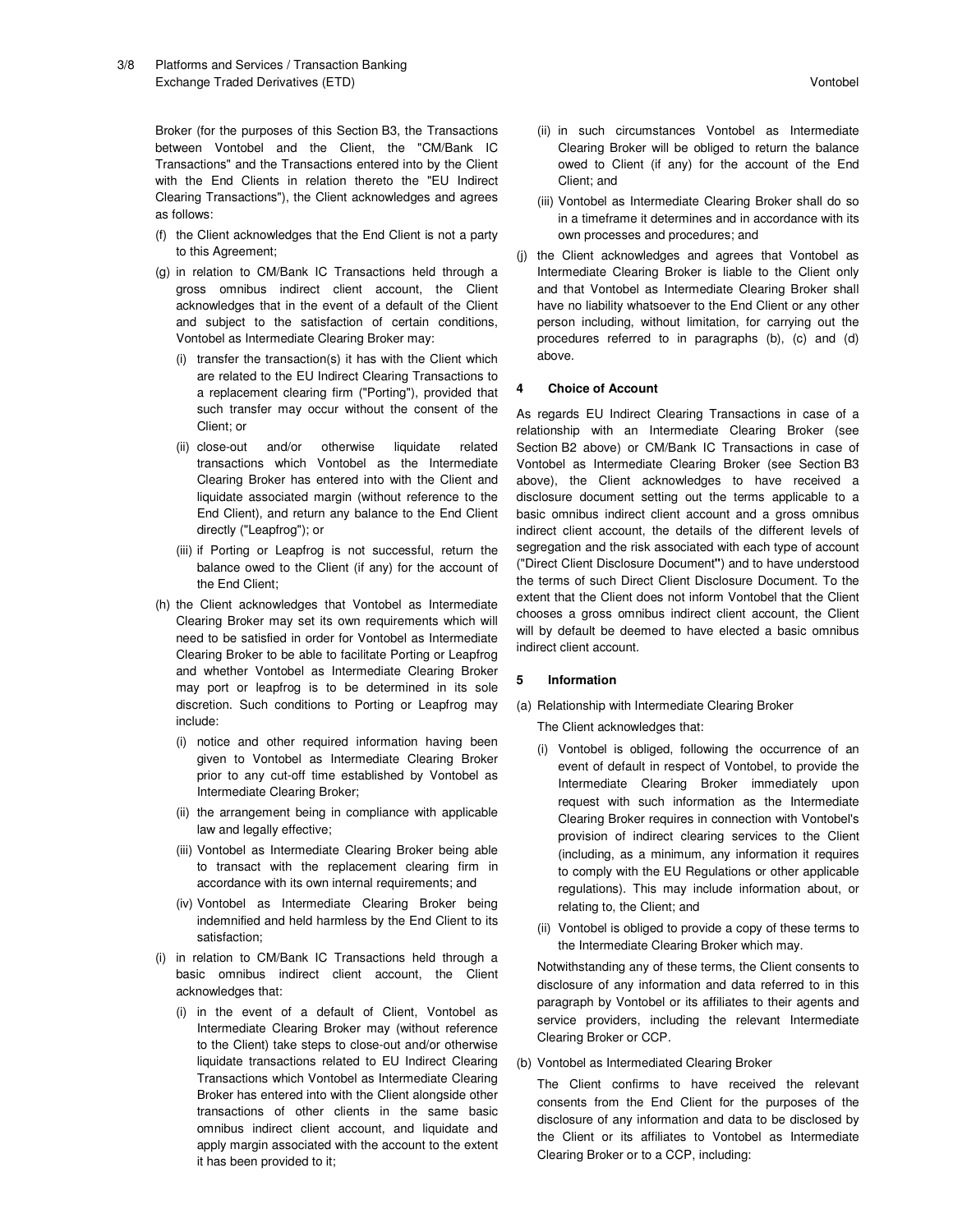Broker (for the purposes of this Section B3, the Transactions between Vontobel and the Client, the "CM/Bank IC Transactions" and the Transactions entered into by the Client with the End Clients in relation thereto the "EU Indirect Clearing Transactions"), the Client acknowledges and agrees as follows:

(f) the Client acknowledges that the End Client is not a party to this Agreement;

(g) in relation to CM/Bank IC Transactions held through a gross omnibus indirect client account, the Client acknowledges that in the event of a default of the Client and subject to the satisfaction of certain conditions, Vontobel as Intermediate Clearing Broker may:

   (i) transfer the transaction(s) it has with the Client which are related to the EU Indirect Clearing Transactions to a replacement clearing firm ("Porting"), provided that such transfer may occur without the consent of the Client; or

   (ii) close-out and/or otherwise liquidate related transactions which Vontobel as the Intermediate Clearing Broker has entered into with the Client and liquidate associated margin (without reference to the End Client), and return any balance to the End Client directly ("Leapfrog"); or

   (iii) if Porting or Leapfrog is not successful, return the balance owed to the Client (if any) for the account of the End Client;

(h) the Client acknowledges that Vontobel as Intermediate Clearing Broker may set its own requirements which will need to be satisfied in order for Vontobel as Intermediate Clearing Broker to be able to facilitate Porting or Leapfrog and whether Vontobel as Intermediate Clearing Broker may port or leapfrog is to be determined in its sole discretion. Such conditions to Porting or Leapfrog may include:

   (i) notice and other required information having been given to Vontobel as Intermediate Clearing Broker prior to any cut-off time established by Vontobel as Intermediate Clearing Broker;

   (ii) the arrangement being in compliance with applicable law and legally effective;

   (iii) Vontobel as Intermediate Clearing Broker being able to transact with the replacement clearing firm in accordance with its own internal requirements; and

   (iv) Vontobel as Intermediate Clearing Broker being indemnified and held harmless by the End Client to its satisfaction;

(i) in relation to CM/Bank IC Transactions held through a basic omnibus indirect client account, the Client acknowledges that:

   (i) in the event of a default of Client, Vontobel as Intermediate Clearing Broker may (without reference to the Client) take steps to close-out and/or otherwise liquidate transactions related to EU Indirect Clearing Transactions which Vontobel as Intermediate Clearing Broker has entered into with the Client alongside other transactions of other clients in the same basic omnibus indirect client account, and liquidate and apply margin associated with the account to the extent it has been provided to it;

   (ii) in such circumstances Vontobel as Intermediate Clearing Broker will be obliged to return the balance owed to Client (if any) for the account of the End Client; and

   (iii) Vontobel as Intermediate Clearing Broker shall do so in a timeframe it determines and in accordance with its own processes and procedures; and

(j) the Client acknowledges and agrees that Vontobel as Intermediate Clearing Broker is liable to the Client only and that Vontobel as Intermediate Clearing Broker shall have no liability whatsoever to the End Client or any other person including, without limitation, for carrying out the procedures referred to in paragraphs (b), (c) and (d) above.

### 4 Choice of Account

As regards EU Indirect Clearing Transactions in case of a relationship with an Intermediate Clearing Broker (see Section B2 above) or CM/Bank IC Transactions in case of Vontobel as Intermediate Clearing Broker (see Section B3 above), the Client acknowledges to have received a disclosure document setting out the terms applicable to a basic omnibus indirect client account and a gross omnibus indirect client account, the details of the different levels of segregation and the risk associated with each type of account ("Direct Client Disclosure Document") and to have understood the terms of such Direct Client Disclosure Document. To the extent that the Client does not inform Vontobel that the Client chooses a gross omnibus indirect client account, the Client will by default be deemed to have elected a basic omnibus indirect client account.

### 5 Information

(a) Relationship with Intermediate Clearing Broker

The Client acknowledges that:

   (i) Vontobel is obliged, following the occurrence of an event of default in respect of Vontobel, to provide the Intermediate Clearing Broker immediately upon request with such information as the Intermediate Clearing Broker requires in connection with Vontobel's provision of indirect clearing services to the Client (including, as a minimum, any information it requires to comply with the EU Regulations or other applicable regulations). This may include information about, or relating to, the Client; and

   (ii) Vontobel is obliged to provide a copy of these terms to the Intermediate Clearing Broker which may.

Notwithstanding any of these terms, the Client consents to disclosure of any information and data referred to in this paragraph by Vontobel or its affiliates to their agents and service providers, including the relevant Intermediate Clearing Broker or CCP.

(b) Vontobel as Intermediated Clearing Broker

The Client confirms to have received the relevant consents from the End Client for the purposes of the disclosure of any information and data to be disclosed by the Client or its affiliates to Vontobel as Intermediate Clearing Broker or to a CCP, including: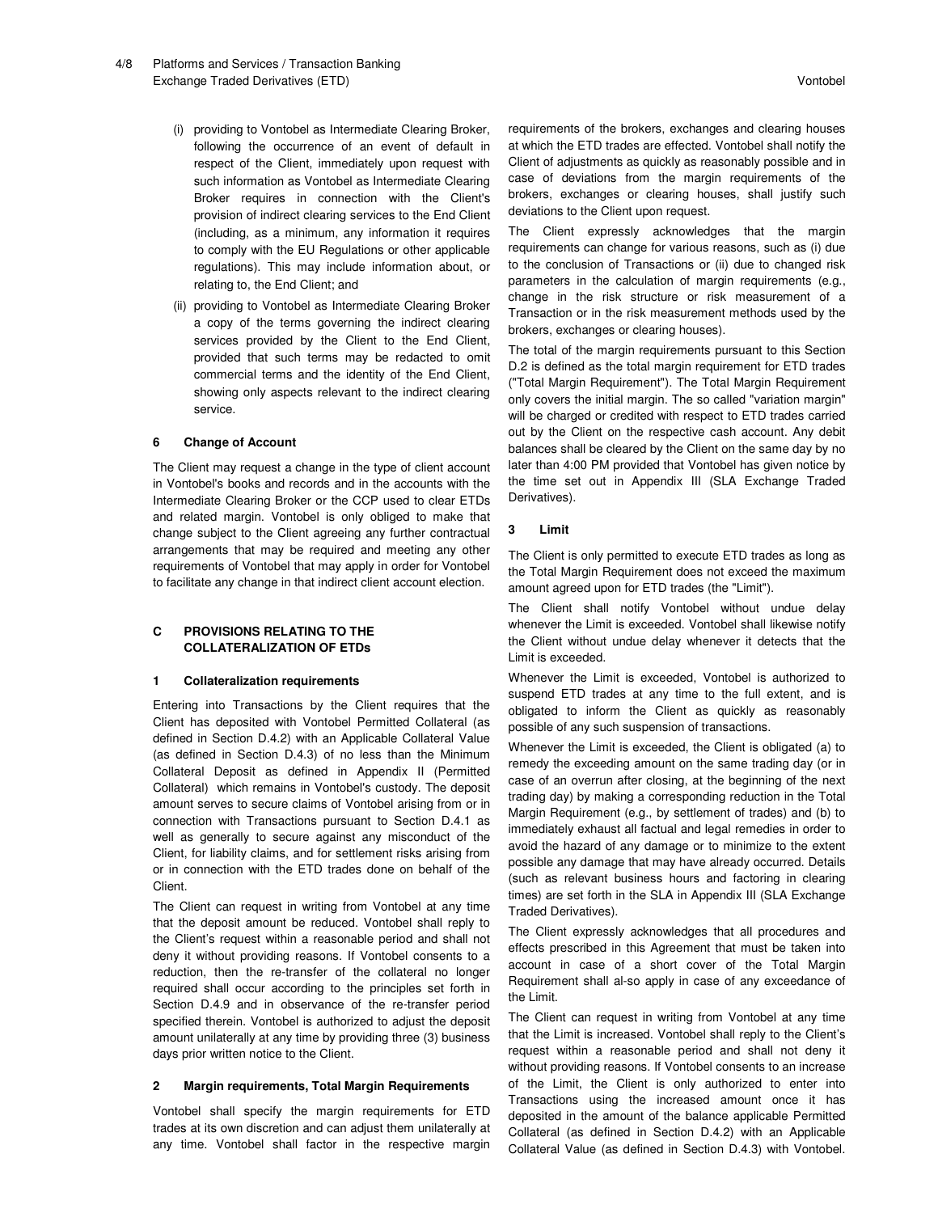(i) providing to Vontobel as Intermediate Clearing Broker, following the occurrence of an event of default in respect of the Client, immediately upon request with such information as Vontobel as Intermediate Clearing Broker requires in connection with the Client's provision of indirect clearing services to the End Client (including, as a minimum, any information it requires to comply with the EU Regulations or other applicable regulations). This may include information about, or relating to, the End Client; and

(ii) providing to Vontobel as Intermediate Clearing Broker a copy of the terms governing the indirect clearing services provided by the Client to the End Client, provided that such terms may be redacted to omit commercial terms and the identity of the End Client, showing only aspects relevant to the indirect clearing service.

### 6 Change of Account

The Client may request a change in the type of client account in Vontobel's books and records and in the accounts with the Intermediate Clearing Broker or the CCP used to clear ETDs and related margin. Vontobel is only obliged to make that change subject to the Client agreeing any further contractual arrangements that may be required and meeting any other requirements of Vontobel that may apply in order for Vontobel to facilitate any change in that indirect client account election.

## C PROVISIONS RELATING TO THE COLLATERALIZATION OF ETDs

### 1 Collateralization requirements

Entering into Transactions by the Client requires that the Client has deposited with Vontobel Permitted Collateral (as defined in Section D.4.2) with an Applicable Collateral Value (as defined in Section D.4.3) of no less than the Minimum Collateral Deposit as defined in Appendix II (Permitted Collateral) which remains in Vontobel's custody. The deposit amount serves to secure claims of Vontobel arising from or in connection with Transactions pursuant to Section D.4.1 as well as generally to secure against any misconduct of the Client, for liability claims, and for settlement risks arising from or in connection with the ETD trades done on behalf of the Client.

The Client can request in writing from Vontobel at any time that the deposit amount be reduced. Vontobel shall reply to the Client's request within a reasonable period and shall not deny it without providing reasons. If Vontobel consents to a reduction, then the re-transfer of the collateral no longer required shall occur according to the principles set forth in Section D.4.9 and in observance of the re-transfer period specified therein. Vontobel is authorized to adjust the deposit amount unilaterally at any time by providing three (3) business days prior written notice to the Client.

### 2 Margin requirements, Total Margin Requirements

Vontobel shall specify the margin requirements for ETD trades at its own discretion and can adjust them unilaterally at any time. Vontobel shall factor in the respective margin requirements of the brokers, exchanges and clearing houses at which the ETD trades are effected. Vontobel shall notify the Client of adjustments as quickly as reasonably possible and in case of deviations from the margin requirements of the brokers, exchanges or clearing houses, shall justify such deviations to the Client upon request.

The Client expressly acknowledges that the margin requirements can change for various reasons, such as (i) due to the conclusion of Transactions or (ii) due to changed risk parameters in the calculation of margin requirements (e.g., change in the risk structure or risk measurement of a Transaction or in the risk measurement methods used by the brokers, exchanges or clearing houses).

The total of the margin requirements pursuant to this Section D.2 is defined as the total margin requirement for ETD trades ("Total Margin Requirement"). The Total Margin Requirement only covers the initial margin. The so called "variation margin" will be charged or credited with respect to ETD trades carried out by the Client on the respective cash account. Any debit balances shall be cleared by the Client on the same day by no later than 4:00 PM provided that Vontobel has given notice by the time set out in Appendix III (SLA Exchange Traded Derivatives).

### 3 Limit

The Client is only permitted to execute ETD trades as long as the Total Margin Requirement does not exceed the maximum amount agreed upon for ETD trades (the "Limit").

The Client shall notify Vontobel without undue delay whenever the Limit is exceeded. Vontobel shall likewise notify the Client without undue delay whenever it detects that the Limit is exceeded.

Whenever the Limit is exceeded, Vontobel is authorized to suspend ETD trades at any time to the full extent, and is obligated to inform the Client as quickly as reasonably possible of any such suspension of transactions.

Whenever the Limit is exceeded, the Client is obligated (a) to remedy the exceeding amount on the same trading day (or in case of an overrun after closing, at the beginning of the next trading day) by making a corresponding reduction in the Total Margin Requirement (e.g., by settlement of trades) and (b) to immediately exhaust all factual and legal remedies in order to avoid the hazard of any damage or to minimize to the extent possible any damage that may have already occurred. Details (such as relevant business hours and factoring in clearing times) are set forth in the SLA in Appendix III (SLA Exchange Traded Derivatives).

The Client expressly acknowledges that all procedures and effects prescribed in this Agreement that must be taken into account in case of a short cover of the Total Margin Requirement shall al-so apply in case of any exceedance of the Limit.

The Client can request in writing from Vontobel at any time that the Limit is increased. Vontobel shall reply to the Client's request within a reasonable period and shall not deny it without providing reasons. If Vontobel consents to an increase of the Limit, the Client is only authorized to enter into Transactions using the increased amount once it has deposited in the amount of the balance applicable Permitted Collateral (as defined in Section D.4.2) with an Applicable Collateral Value (as defined in Section D.4.3) with Vontobel.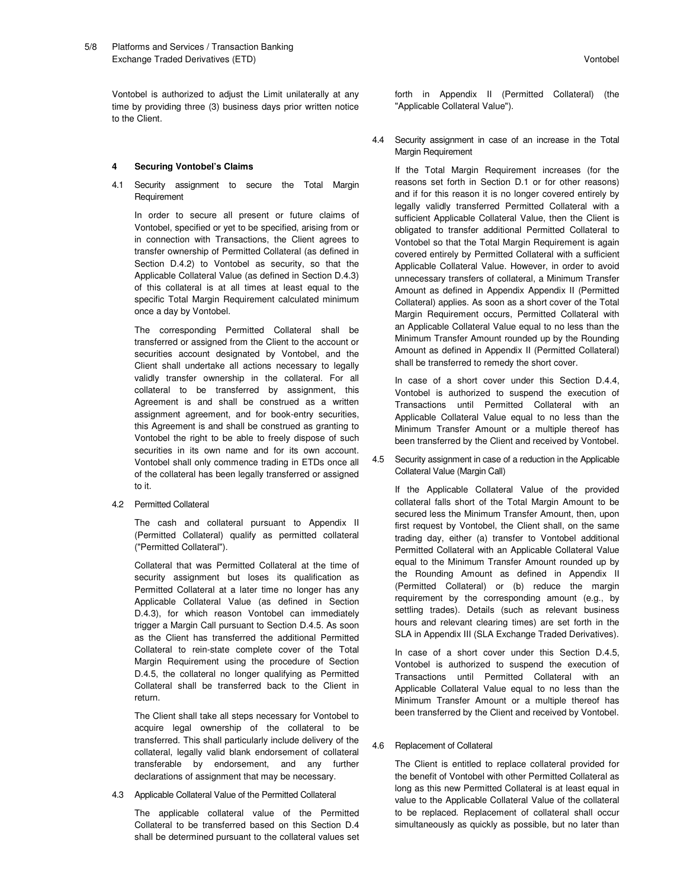Vontobel is authorized to adjust the Limit unilaterally at any time by providing three (3) business days prior written notice to the Client.

## 4 Securing Vontobel's Claims

### 4.1 Security assignment to secure the Total Margin Requirement

In order to secure all present or future claims of Vontobel, specified or yet to be specified, arising from or in connection with Transactions, the Client agrees to transfer ownership of Permitted Collateral (as defined in Section D.4.2) to Vontobel as security, so that the Applicable Collateral Value (as defined in Section D.4.3) of this collateral is at all times at least equal to the specific Total Margin Requirement calculated minimum once a day by Vontobel.

The corresponding Permitted Collateral shall be transferred or assigned from the Client to the account or securities account designated by Vontobel, and the Client shall undertake all actions necessary to legally validly transfer ownership in the collateral. For all collateral to be transferred by assignment, this Agreement is and shall be construed as a written assignment agreement, and for book-entry securities, this Agreement is and shall be construed as granting to Vontobel the right to be able to freely dispose of such securities in its own name and for its own account. Vontobel shall only commence trading in ETDs once all of the collateral has been legally transferred or assigned to it.

### 4.2 Permitted Collateral

The cash and collateral pursuant to Appendix II (Permitted Collateral) qualify as permitted collateral ("Permitted Collateral").

Collateral that was Permitted Collateral at the time of security assignment but loses its qualification as Permitted Collateral at a later time no longer has any Applicable Collateral Value (as defined in Section D.4.3), for which reason Vontobel can immediately trigger a Margin Call pursuant to Section D.4.5. As soon as the Client has transferred the additional Permitted Collateral to rein-state complete cover of the Total Margin Requirement using the procedure of Section D.4.5, the collateral no longer qualifying as Permitted Collateral shall be transferred back to the Client in return.

The Client shall take all steps necessary for Vontobel to acquire legal ownership of the collateral to be transferred. This shall particularly include delivery of the collateral, legally valid blank endorsement of collateral transferable by endorsement, and any further declarations of assignment that may be necessary.

### 4.3 Applicable Collateral Value of the Permitted Collateral

The applicable collateral value of the Permitted Collateral to be transferred based on this Section D.4 shall be determined pursuant to the collateral values set forth in Appendix II (Permitted Collateral) (the "Applicable Collateral Value").

### 4.4 Security assignment in case of an increase in the Total Margin Requirement

If the Total Margin Requirement increases (for the reasons set forth in Section D.1 or for other reasons) and if for this reason it is no longer covered entirely by legally validly transferred Permitted Collateral with a sufficient Applicable Collateral Value, then the Client is obligated to transfer additional Permitted Collateral to Vontobel so that the Total Margin Requirement is again covered entirely by Permitted Collateral with a sufficient Applicable Collateral Value. However, in order to avoid unnecessary transfers of collateral, a Minimum Transfer Amount as defined in Appendix Appendix II (Permitted Collateral) applies. As soon as a short cover of the Total Margin Requirement occurs, Permitted Collateral with an Applicable Collateral Value equal to no less than the Minimum Transfer Amount rounded up by the Rounding Amount as defined in Appendix II (Permitted Collateral) shall be transferred to remedy the short cover.

In case of a short cover under this Section D.4.4, Vontobel is authorized to suspend the execution of Transactions until Permitted Collateral with an Applicable Collateral Value equal to no less than the Minimum Transfer Amount or a multiple thereof has been transferred by the Client and received by Vontobel.

### 4.5 Security assignment in case of a reduction in the Applicable Collateral Value (Margin Call)

If the Applicable Collateral Value of the provided collateral falls short of the Total Margin Amount to be secured less the Minimum Transfer Amount, then, upon first request by Vontobel, the Client shall, on the same trading day, either (a) transfer to Vontobel additional Permitted Collateral with an Applicable Collateral Value equal to the Minimum Transfer Amount rounded up by the Rounding Amount as defined in Appendix II (Permitted Collateral) or (b) reduce the margin requirement by the corresponding amount (e.g., by settling trades). Details (such as relevant business hours and relevant clearing times) are set forth in the SLA in Appendix III (SLA Exchange Traded Derivatives).

In case of a short cover under this Section D.4.5, Vontobel is authorized to suspend the execution of Transactions until Permitted Collateral with an Applicable Collateral Value equal to no less than the Minimum Transfer Amount or a multiple thereof has been transferred by the Client and received by Vontobel.

### 4.6 Replacement of Collateral

The Client is entitled to replace collateral provided for the benefit of Vontobel with other Permitted Collateral as long as this new Permitted Collateral is at least equal in value to the Applicable Collateral Value of the collateral to be replaced. Replacement of collateral shall occur simultaneously as quickly as possible, but no later than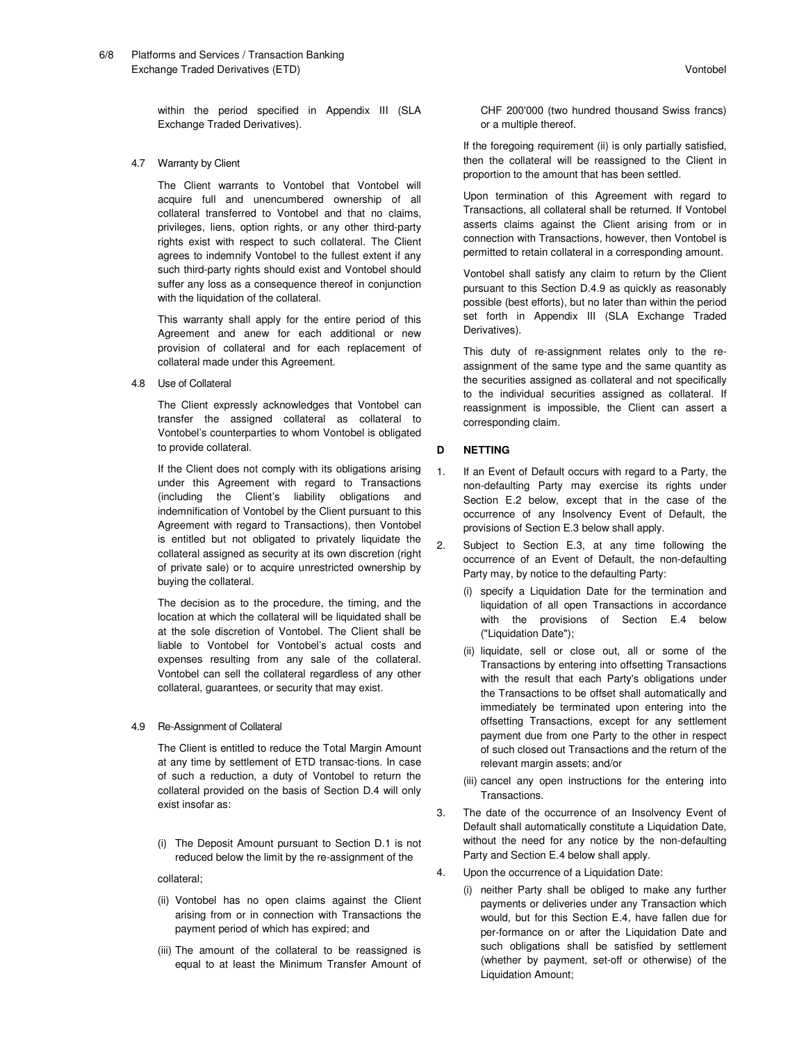within the period specified in Appendix III (SLA Exchange Traded Derivatives).

4.7 Warranty by Client

The Client warrants to Vontobel that Vontobel will acquire full and unencumbered ownership of all collateral transferred to Vontobel and that no claims, privileges, liens, option rights, or any other third-party rights exist with respect to such collateral. The Client agrees to indemnify Vontobel to the fullest extent if any such third-party rights should exist and Vontobel should suffer any loss as a consequence thereof in conjunction with the liquidation of the collateral.

This warranty shall apply for the entire period of this Agreement and anew for each additional or new provision of collateral and for each replacement of collateral made under this Agreement.

4.8 Use of Collateral

The Client expressly acknowledges that Vontobel can transfer the assigned collateral as collateral to Vontobel's counterparties to whom Vontobel is obligated to provide collateral.

If the Client does not comply with its obligations arising under this Agreement with regard to Transactions (including the Client's liability obligations and indemnification of Vontobel by the Client pursuant to this Agreement with regard to Transactions), then Vontobel is entitled but not obligated to privately liquidate the collateral assigned as security at its own discretion (right of private sale) or to acquire unrestricted ownership by buying the collateral.

The decision as to the procedure, the timing, and the location at which the collateral will be liquidated shall be at the sole discretion of Vontobel. The Client shall be liable to Vontobel for Vontobel's actual costs and expenses resulting from any sale of the collateral. Vontobel can sell the collateral regardless of any other collateral, guarantees, or security that may exist.

4.9 Re-Assignment of Collateral

The Client is entitled to reduce the Total Margin Amount at any time by settlement of ETD transac-tions. In case of such a reduction, a duty of Vontobel to return the collateral provided on the basis of Section D.4 will only exist insofar as:

(i) The Deposit Amount pursuant to Section D.1 is not reduced below the limit by the re-assignment of the collateral;

(ii) Vontobel has no open claims against the Client arising from or in connection with Transactions the payment period of which has expired; and

(iii) The amount of the collateral to be reassigned is equal to at least the Minimum Transfer Amount of CHF 200'000 (two hundred thousand Swiss francs) or a multiple thereof.

If the foregoing requirement (ii) is only partially satisfied, then the collateral will be reassigned to the Client in proportion to the amount that has been settled.

Upon termination of this Agreement with regard to Transactions, all collateral shall be returned. If Vontobel asserts claims against the Client arising from or in connection with Transactions, however, then Vontobel is permitted to retain collateral in a corresponding amount.

Vontobel shall satisfy any claim to return by the Client pursuant to this Section D.4.9 as quickly as reasonably possible (best efforts), but no later than within the period set forth in Appendix III (SLA Exchange Traded Derivatives).

This duty of re-assignment relates only to the re-assignment of the same type and the same quantity as the securities assigned as collateral and not specifically to the individual securities assigned as collateral. If reassignment is impossible, the Client can assert a corresponding claim.

## D NETTING

1. If an Event of Default occurs with regard to a Party, the non-defaulting Party may exercise its rights under Section E.2 below, except that in the case of the occurrence of any Insolvency Event of Default, the provisions of Section E.3 below shall apply.

2. Subject to Section E.3, at any time following the occurrence of an Event of Default, the non-defaulting Party may, by notice to the defaulting Party:
   (i) specify a Liquidation Date for the termination and liquidation of all open Transactions in accordance with the provisions of Section E.4 below ("Liquidation Date");
   (ii) liquidate, sell or close out, all or some of the Transactions by entering into offsetting Transactions with the result that each Party's obligations under the Transactions to be offset shall automatically and immediately be terminated upon entering into the offsetting Transactions, except for any settlement payment due from one Party to the other in respect of such closed out Transactions and the return of the relevant margin assets; and/or
   (iii) cancel any open instructions for the entering into Transactions.

3. The date of the occurrence of an Insolvency Event of Default shall automatically constitute a Liquidation Date, without the need for any notice by the non-defaulting Party and Section E.4 below shall apply.

4. Upon the occurrence of a Liquidation Date:
   (i) neither Party shall be obliged to make any further payments or deliveries under any Transaction which would, but for this Section E.4, have fallen due for per-formance on or after the Liquidation Date and such obligations shall be satisfied by settlement (whether by payment, set-off or otherwise) of the Liquidation Amount;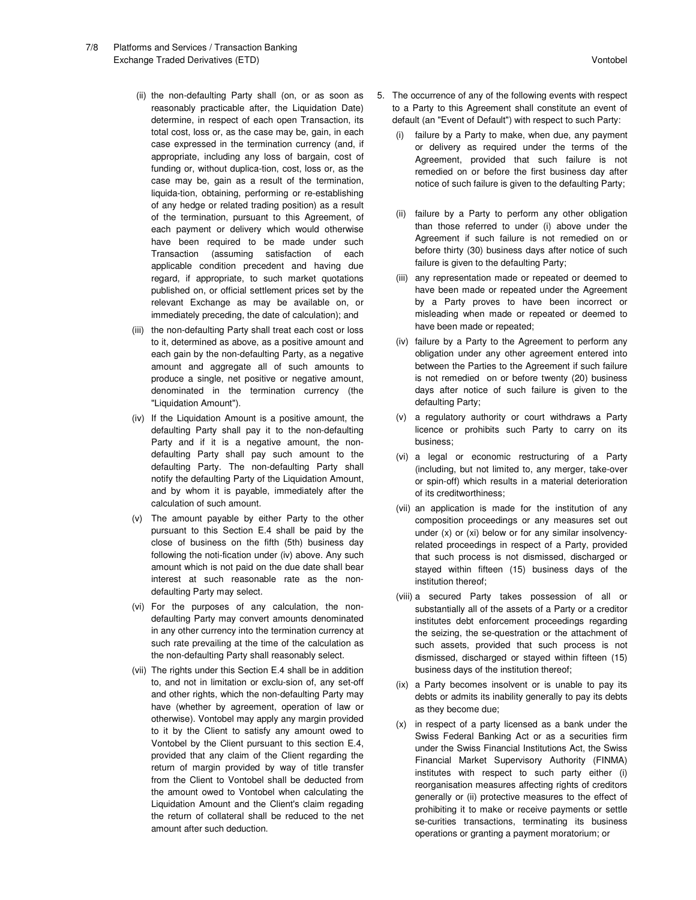(ii) the non-defaulting Party shall (on, or as soon as reasonably practicable after, the Liquidation Date) determine, in respect of each open Transaction, its total cost, loss or, as the case may be, gain, in each case expressed in the termination currency (and, if appropriate, including any loss of bargain, cost of funding or, without duplica-tion, cost, loss or, as the case may be, gain as a result of the termination, liquida-tion, obtaining, performing or re-establishing of any hedge or related trading position) as a result of the termination, pursuant to this Agreement, of each payment or delivery which would otherwise have been required to be made under such Transaction (assuming satisfaction of each applicable condition precedent and having due regard, if appropriate, to such market quotations published on, or official settlement prices set by the relevant Exchange as may be available on, or immediately preceding, the date of calculation); and

(iii) the non-defaulting Party shall treat each cost or loss to it, determined as above, as a positive amount and each gain by the non-defaulting Party, as a negative amount and aggregate all of such amounts to produce a single, net positive or negative amount, denominated in the termination currency (the "Liquidation Amount").

(iv) If the Liquidation Amount is a positive amount, the defaulting Party shall pay it to the non-defaulting Party and if it is a negative amount, the non-defaulting Party shall pay such amount to the defaulting Party. The non-defaulting Party shall notify the defaulting Party of the Liquidation Amount, and by whom it is payable, immediately after the calculation of such amount.

(v) The amount payable by either Party to the other pursuant to this Section E.4 shall be paid by the close of business on the fifth (5th) business day following the noti-fication under (iv) above. Any such amount which is not paid on the due date shall bear interest at such reasonable rate as the non-defaulting Party may select.

(vi) For the purposes of any calculation, the non-defaulting Party may convert amounts denominated in any other currency into the termination currency at such rate prevailing at the time of the calculation as the non-defaulting Party shall reasonably select.

(vii) The rights under this Section E.4 shall be in addition to, and not in limitation or exclu-sion of, any set-off and other rights, which the non-defaulting Party may have (whether by agreement, operation of law or otherwise). Vontobel may apply any margin provided to it by the Client to satisfy any amount owed to Vontobel by the Client pursuant to this section E.4, provided that any claim of the Client regarding the return of margin provided by way of title transfer from the Client to Vontobel shall be deducted from the amount owed to Vontobel when calculating the Liquidation Amount and the Client's claim regading the return of collateral shall be reduced to the net amount after such deduction.

5. The occurrence of any of the following events with respect to a Party to this Agreement shall constitute an event of default (an "Event of Default") with respect to such Party:

   (i) failure by a Party to make, when due, any payment or delivery as required under the terms of the Agreement, provided that such failure is not remedied on or before the first business day after notice of such failure is given to the defaulting Party;

   (ii) failure by a Party to perform any other obligation than those referred to under (i) above under the Agreement if such failure is not remedied on or before thirty (30) business days after notice of such failure is given to the defaulting Party;

   (iii) any representation made or repeated or deemed to have been made or repeated under the Agreement by a Party proves to have been incorrect or misleading when made or repeated or deemed to have been made or repeated;

   (iv) failure by a Party to the Agreement to perform any obligation under any other agreement entered into between the Parties to the Agreement if such failure is not remedied on or before twenty (20) business days after notice of such failure is given to the defaulting Party;

   (v) a regulatory authority or court withdraws a Party licence or prohibits such Party to carry on its business;

   (vi) a legal or economic restructuring of a Party (including, but not limited to, any merger, take-over or spin-off) which results in a material deterioration of its creditworthiness;

   (vii) an application is made for the institution of any composition proceedings or any measures set out under (x) or (xi) below or for any similar insolvency-related proceedings in respect of a Party, provided that such process is not dismissed, discharged or stayed within fifteen (15) business days of the institution thereof;

   (viii) a secured Party takes possession of all or substantially all of the assets of a Party or a creditor institutes debt enforcement proceedings regarding the seizing, the se-questration or the attachment of such assets, provided that such process is not dismissed, discharged or stayed within fifteen (15) business days of the institution thereof;

   (ix) a Party becomes insolvent or is unable to pay its debts or admits its inability generally to pay its debts as they become due;

   (x) in respect of a party licensed as a bank under the Swiss Federal Banking Act or as a securities firm under the Swiss Financial Institutions Act, the Swiss Financial Market Supervisory Authority (FINMA) institutes with respect to such party either (i) reorganisation measures affecting rights of creditors generally or (ii) protective measures to the effect of prohibiting it to make or receive payments or settle se-curities transactions, terminating its business operations or granting a payment moratorium; or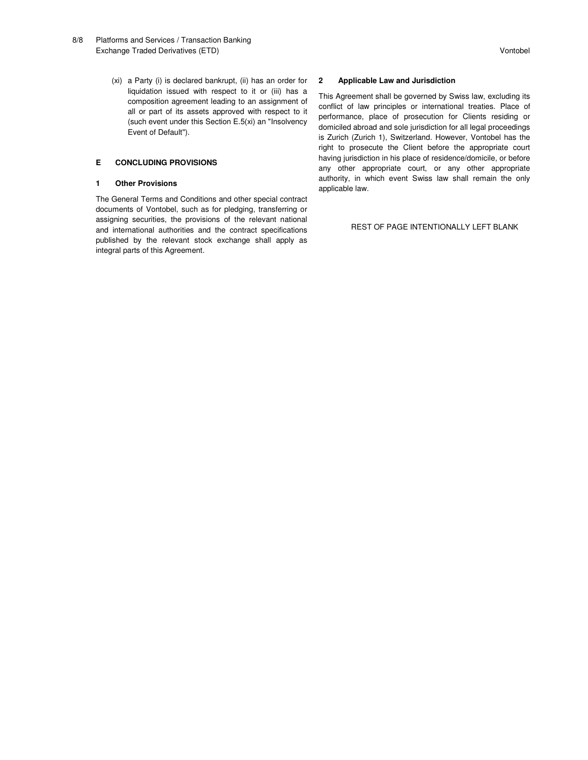(xi) a Party (i) is declared bankrupt, (ii) has an order for liquidation issued with respect to it or (iii) has a composition agreement leading to an assignment of all or part of its assets approved with respect to it (such event under this Section E.5(xi) an "Insolvency Event of Default").

## E CONCLUDING PROVISIONS

### 1 Other Provisions

The General Terms and Conditions and other special contract documents of Vontobel, such as for pledging, transferring or assigning securities, the provisions of the relevant national and international authorities and the contract specifications published by the relevant stock exchange shall apply as integral parts of this Agreement.

### 2 Applicable Law and Jurisdiction

This Agreement shall be governed by Swiss law, excluding its conflict of law principles or international treaties. Place of performance, place of prosecution for Clients residing or domiciled abroad and sole jurisdiction for all legal proceedings is Zurich (Zurich 1), Switzerland. However, Vontobel has the right to prosecute the Client before the appropriate court having jurisdiction in his place of residence/domicile, or before any other appropriate court, or any other appropriate authority, in which event Swiss law shall remain the only applicable law.

REST OF PAGE INTENTIONALLY LEFT BLANK